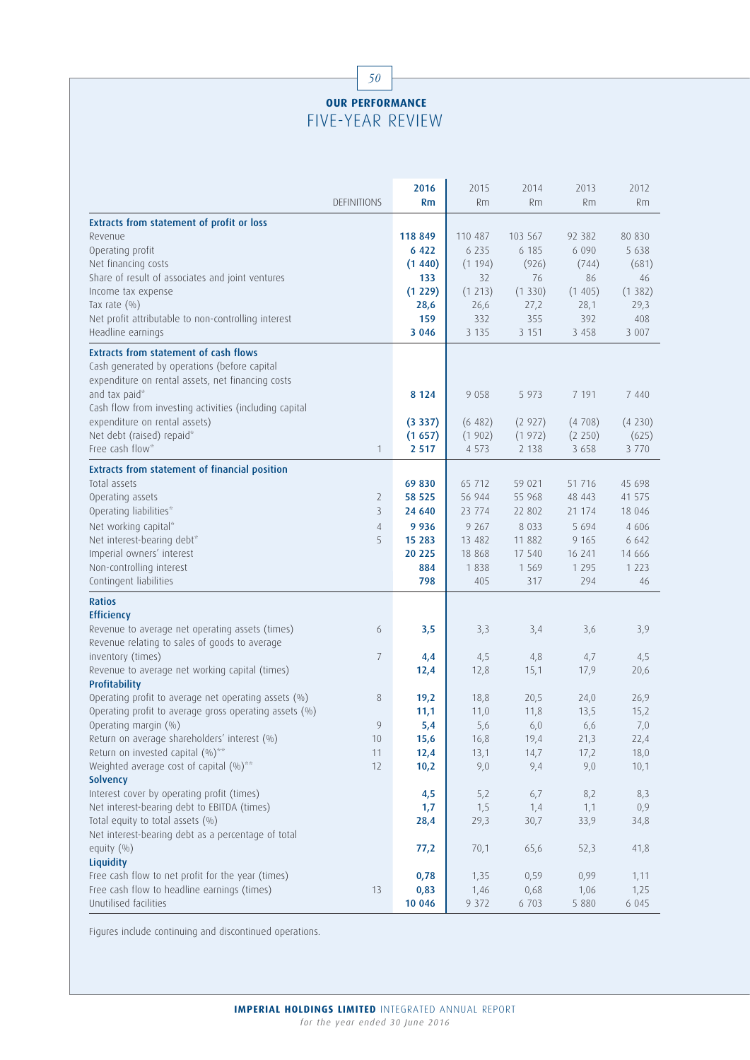## OUR PERFORMANCE

# FIVE-YEAR REVIEW

| | DEFINITIONS | 2016 Rm | 2015 Rm | 2014 Rm | 2013 Rm | 2012 Rm |
|---|---|---|---|---|---|---|
| **Extracts from statement of profit or loss** | | | | | | |
| Revenue | | **118 849** | 110 487 | 103 567 | 92 382 | 80 830 |
| Operating profit | | **6 422** | 6 235 | 6 185 | 6 090 | 5 638 |
| Net financing costs | | **(1 440)** | (1 194) | (926) | (744) | (681) |
| Share of result of associates and joint ventures | | **133** | 32 | 76 | 86 | 46 |
| Income tax expense | | **(1 229)** | (1 213) | (1 330) | (1 405) | (1 382) |
| Tax rate (%) | | **28,6** | 26,6 | 27,2 | 28,1 | 29,3 |
| Net profit attributable to non-controlling interest | | **159** | 332 | 355 | 392 | 408 |
| Headline earnings | | **3 046** | 3 135 | 3 151 | 3 458 | 3 007 |
| **Extracts from statement of cash flows** | | | | | | |
| Cash generated by operations (before capital expenditure on rental assets, net financing costs and tax paid* | | **8 124** | 9 058 | 5 973 | 7 191 | 7 440 |
| Cash flow from investing activities (including capital expenditure on rental assets) | | **(3 337)** | (6 482) | (2 927) | (4 708) | (4 230) |
| Net debt (raised) repaid* | | **(1 657)** | (1 902) | (1 972) | (2 250) | (625) |
| Free cash flow* | 1 | **2 517** | 4 573 | 2 138 | 3 658 | 3 770 |
| **Extracts from statement of financial position** | | | | | | |
| Total assets | | **69 830** | 65 712 | 59 021 | 51 716 | 45 698 |
| Operating assets | 2 | **58 525** | 56 944 | 55 968 | 48 443 | 41 575 |
| Operating liabilities* | 3 | **24 640** | 23 774 | 22 802 | 21 174 | 18 046 |
| Net working capital* | 4 | **9 936** | 9 267 | 8 033 | 5 694 | 4 606 |
| Net interest-bearing debt* | 5 | **15 283** | 13 482 | 11 882 | 9 165 | 6 642 |
| Imperial owners' interest | | **20 225** | 18 868 | 17 540 | 16 241 | 14 666 |
| Non-controlling interest | | **884** | 1 838 | 1 569 | 1 295 | 1 223 |
| Contingent liabilities | | **798** | 405 | 317 | 294 | 46 |
| **Ratios** | | | | | | |
| **Efficiency** | | | | | | |
| Revenue to average net operating assets (times) | 6 | **3,5** | 3,3 | 3,4 | 3,6 | 3,9 |
| Revenue relating to sales of goods to average inventory (times) | 7 | **4,4** | 4,5 | 4,8 | 4,7 | 4,5 |
| Revenue to average net working capital (times) | | **12,4** | 12,8 | 15,1 | 17,9 | 20,6 |
| **Profitability** | | | | | | |
| Operating profit to average net operating assets (%) | 8 | **19,2** | 18,8 | 20,5 | 24,0 | 26,9 |
| Operating profit to average gross operating assets (%) | | **11,1** | 11,0 | 11,8 | 13,5 | 15,2 |
| Operating margin (%) | 9 | **5,4** | 5,6 | 6,0 | 6,6 | 7,0 |
| Return on average shareholders' interest (%) | 10 | **15,6** | 16,8 | 19,4 | 21,3 | 22,4 |
| Return on invested capital (%)** | 11 | **12,4** | 13,1 | 14,7 | 17,2 | 18,0 |
| Weighted average cost of capital (%)** | 12 | **10,2** | 9,0 | 9,4 | 9,0 | 10,1 |
| **Solvency** | | | | | | |
| Interest cover by operating profit (times) | | **4,5** | 5,2 | 6,7 | 8,2 | 8,3 |
| Net interest-bearing debt to EBITDA (times) | | **1,7** | 1,5 | 1,4 | 1,1 | 0,9 |
| Total equity to total assets (%) | | **28,4** | 29,3 | 30,7 | 33,9 | 34,8 |
| Net interest-bearing debt as a percentage of total equity (%) | | **77,2** | 70,1 | 65,6 | 52,3 | 41,8 |
| **Liquidity** | | | | | | |
| Free cash flow to net profit for the year (times) | | **0,78** | 1,35 | 0,59 | 0,99 | 1,11 |
| Free cash flow to headline earnings (times) | 13 | **0,83** | 1,46 | 0,68 | 1,06 | 1,25 |
| Unutilised facilities | | **10 046** | 9 372 | 6 703 | 5 880 | 6 045 |

Figures include continuing and discontinued operations.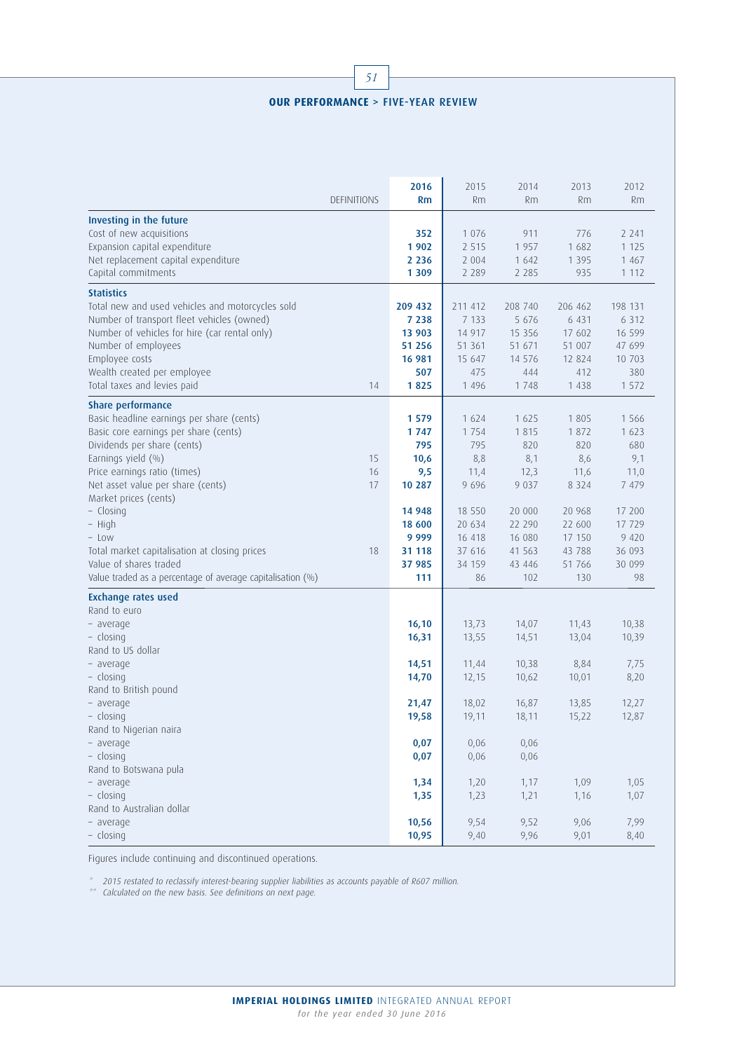## OUR PERFORMANCE > FIVE-YEAR REVIEW

| | DEFINITIONS | 2016 Rm | 2015 Rm | 2014 Rm | 2013 Rm | 2012 Rm |
|---|---|---|---|---|---|---|
| **Investing in the future** | | | | | | |
| Cost of new acquisitions | | **352** | 1 076 | 911 | 776 | 2 241 |
| Expansion capital expenditure | | **1 902** | 2 515 | 1 957 | 1 682 | 1 125 |
| Net replacement capital expenditure | | **2 236** | 2 004 | 1 642 | 1 395 | 1 467 |
| Capital commitments | | **1 309** | 2 289 | 2 285 | 935 | 1 112 |
| **Statistics** | | | | | | |
| Total new and used vehicles and motorcycles sold | | **209 432** | 211 412 | 208 740 | 206 462 | 198 131 |
| Number of transport fleet vehicles (owned) | | **7 238** | 7 133 | 5 676 | 6 431 | 6 312 |
| Number of vehicles for hire (car rental only) | | **13 903** | 14 917 | 15 356 | 17 602 | 16 599 |
| Number of employees | | **51 256** | 51 361 | 51 671 | 51 007 | 47 699 |
| Employee costs | | **16 981** | 15 647 | 14 576 | 12 824 | 10 703 |
| Wealth created per employee | | **507** | 475 | 444 | 412 | 380 |
| Total taxes and levies paid | 14 | **1 825** | 1 496 | 1 748 | 1 438 | 1 572 |
| **Share performance** | | | | | | |
| Basic headline earnings per share (cents) | | **1 579** | 1 624 | 1 625 | 1 805 | 1 566 |
| Basic core earnings per share (cents) | | **1 747** | 1 754 | 1 815 | 1 872 | 1 623 |
| Dividends per share (cents) | | **795** | 795 | 820 | 820 | 680 |
| Earnings yield (%) | 15 | **10,6** | 8,8 | 8,1 | 8,6 | 9,1 |
| Price earnings ratio (times) | 16 | **9,5** | 11,4 | 12,3 | 11,6 | 11,0 |
| Net asset value per share (cents) | 17 | **10 287** | 9 696 | 9 037 | 8 324 | 7 479 |
| Market prices (cents) | | | | | | |
| – Closing | | **14 948** | 18 550 | 20 000 | 20 968 | 17 200 |
| – High | | **18 600** | 20 634 | 22 290 | 22 600 | 17 729 |
| – Low | | **9 999** | 16 418 | 16 080 | 17 150 | 9 420 |
| Total market capitalisation at closing prices | 18 | **31 118** | 37 616 | 41 563 | 43 788 | 36 093 |
| Value of shares traded | | **37 985** | 34 159 | 43 446 | 51 766 | 30 099 |
| Value traded as a percentage of average capitalisation (%) | | **111** | 86 | 102 | 130 | 98 |
| **Exchange rates used** | | | | | | |
| Rand to euro | | | | | | |
| – average | | **16,10** | 13,73 | 14,07 | 11,43 | 10,38 |
| – closing | | **16,31** | 13,55 | 14,51 | 13,04 | 10,39 |
| Rand to US dollar | | | | | | |
| – average | | **14,51** | 11,44 | 10,38 | 8,84 | 7,75 |
| – closing | | **14,70** | 12,15 | 10,62 | 10,01 | 8,20 |
| Rand to British pound | | | | | | |
| – average | | **21,47** | 18,02 | 16,87 | 13,85 | 12,27 |
| – closing | | **19,58** | 19,11 | 18,11 | 15,22 | 12,87 |
| Rand to Nigerian naira | | | | | | |
| – average | | **0,07** | 0,06 | 0,06 | | |
| – closing | | **0,07** | 0,06 | 0,06 | | |
| Rand to Botswana pula | | | | | | |
| – average | | **1,34** | 1,20 | 1,17 | 1,09 | 1,05 |
| – closing | | **1,35** | 1,23 | 1,21 | 1,16 | 1,07 |
| Rand to Australian dollar | | | | | | |
| – average | | **10,56** | 9,54 | 9,52 | 9,06 | 7,99 |
| – closing | | **10,95** | 9,40 | 9,96 | 9,01 | 8,40 |

Figures include continuing and discontinued operations.

\* *2015 restated to reclassify interest-bearing supplier liabilities as accounts payable of R607 million.*
\*\* *Calculated on the new basis. See definitions on next page.*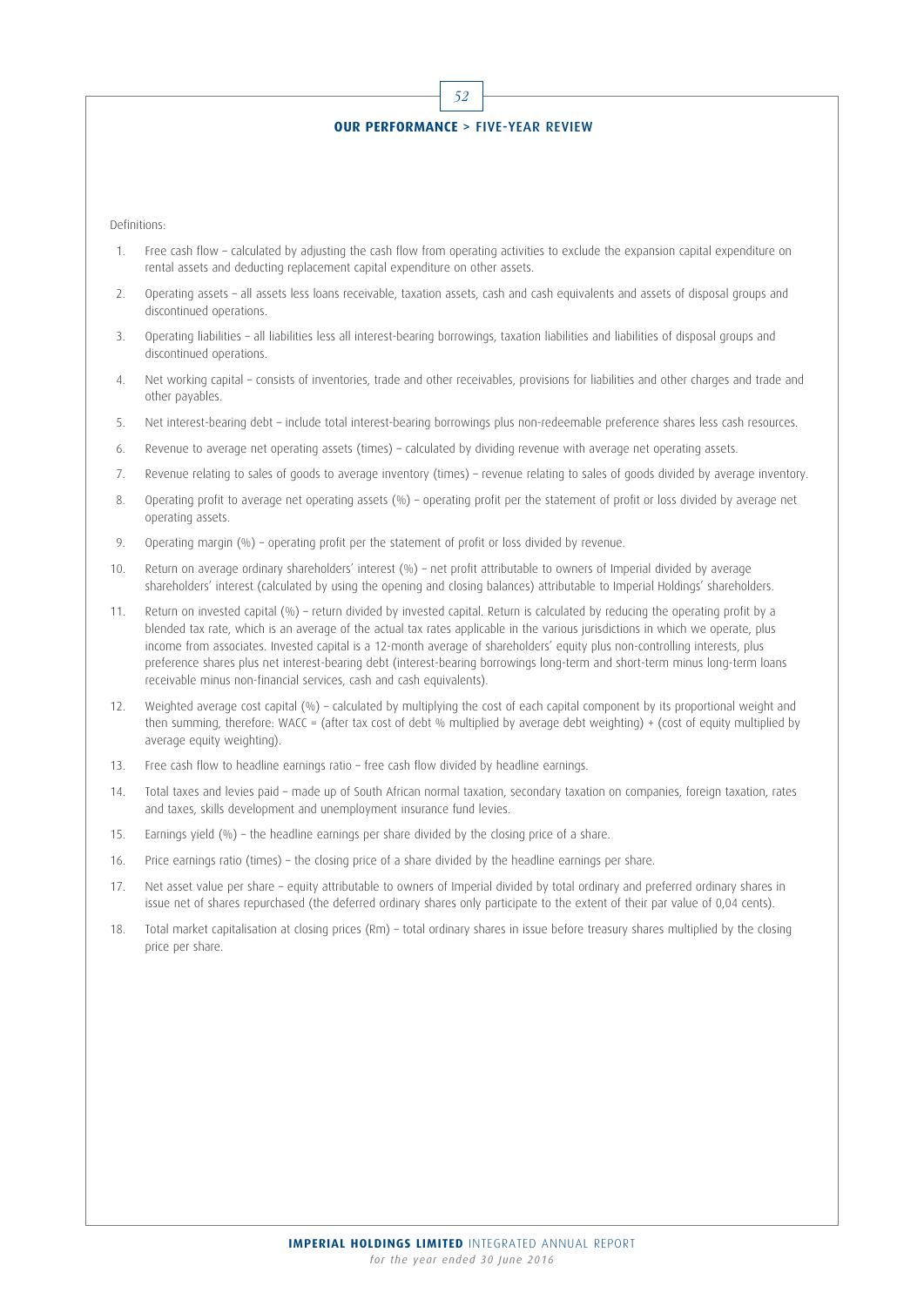Definitions:

1. Free cash flow – calculated by adjusting the cash flow from operating activities to exclude the expansion capital expenditure on rental assets and deducting replacement capital expenditure on other assets.
2. Operating assets – all assets less loans receivable, taxation assets, cash and cash equivalents and assets of disposal groups and discontinued operations.
3. Operating liabilities – all liabilities less all interest-bearing borrowings, taxation liabilities and liabilities of disposal groups and discontinued operations.
4. Net working capital – consists of inventories, trade and other receivables, provisions for liabilities and other charges and trade and other payables.
5. Net interest-bearing debt – include total interest-bearing borrowings plus non-redeemable preference shares less cash resources.
6. Revenue to average net operating assets (times) – calculated by dividing revenue with average net operating assets.
7. Revenue relating to sales of goods to average inventory (times) – revenue relating to sales of goods divided by average inventory.
8. Operating profit to average net operating assets (%) – operating profit per the statement of profit or loss divided by average net operating assets.
9. Operating margin (%) – operating profit per the statement of profit or loss divided by revenue.
10. Return on average ordinary shareholders' interest (%) – net profit attributable to owners of Imperial divided by average shareholders' interest (calculated by using the opening and closing balances) attributable to Imperial Holdings' shareholders.
11. Return on invested capital (%) – return divided by invested capital. Return is calculated by reducing the operating profit by a blended tax rate, which is an average of the actual tax rates applicable in the various jurisdictions in which we operate, plus income from associates. Invested capital is a 12-month average of shareholders' equity plus non-controlling interests, plus preference shares plus net interest-bearing debt (interest-bearing borrowings long-term and short-term minus long-term loans receivable minus non-financial services, cash and cash equivalents).
12. Weighted average cost capital (%) – calculated by multiplying the cost of each capital component by its proportional weight and then summing, therefore: WACC = (after tax cost of debt % multiplied by average debt weighting) + (cost of equity multiplied by average equity weighting).
13. Free cash flow to headline earnings ratio – free cash flow divided by headline earnings.
14. Total taxes and levies paid – made up of South African normal taxation, secondary taxation on companies, foreign taxation, rates and taxes, skills development and unemployment insurance fund levies.
15. Earnings yield (%) – the headline earnings per share divided by the closing price of a share.
16. Price earnings ratio (times) – the closing price of a share divided by the headline earnings per share.
17. Net asset value per share – equity attributable to owners of Imperial divided by total ordinary and preferred ordinary shares in issue net of shares repurchased (the deferred ordinary shares only participate to the extent of their par value of 0,04 cents).
18. Total market capitalisation at closing prices (Rm) – total ordinary shares in issue before treasury shares multiplied by the closing price per share.